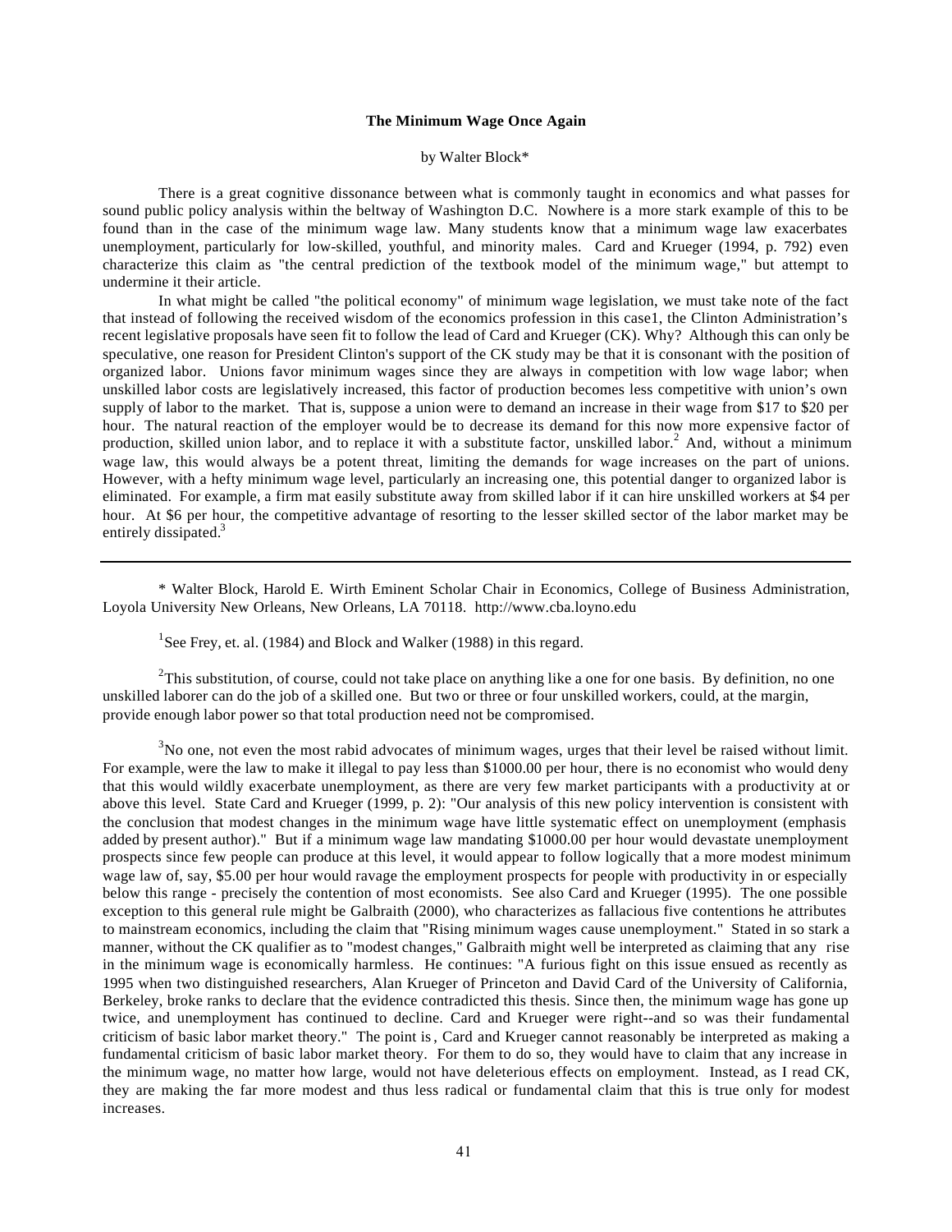# The Minimum Wage Once Again

by Walter Block*

There is a great cognitive dissonance between what is commonly taught in economics and what passes for sound public policy analysis within the beltway of Washington D.C. Nowhere is a more stark example of this to be found than in the case of the minimum wage law. Many students know that a minimum wage law exacerbates unemployment, particularly for low-skilled, youthful, and minority males. Card and Krueger (1994, p. 792) even characterize this claim as "the central prediction of the textbook model of the minimum wage," but attempt to undermine it their article.

In what might be called "the political economy" of minimum wage legislation, we must take note of the fact that instead of following the received wisdom of the economics profession in this case1, the Clinton Administration's recent legislative proposals have seen fit to follow the lead of Card and Krueger (CK). Why? Although this can only be speculative, one reason for President Clinton's support of the CK study may be that it is consonant with the position of organized labor. Unions favor minimum wages since they are always in competition with low wage labor; when unskilled labor costs are legislatively increased, this factor of production becomes less competitive with union's own supply of labor to the market. That is, suppose a union were to demand an increase in their wage from $17 to $20 per hour. The natural reaction of the employer would be to decrease its demand for this now more expensive factor of production, skilled union labor, and to replace it with a substitute factor, unskilled labor.[2] And, without a minimum wage law, this would always be a potent threat, limiting the demands for wage increases on the part of unions. However, with a hefty minimum wage level, particularly an increasing one, this potential danger to organized labor is eliminated. For example, a firm mat easily substitute away from skilled labor if it can hire unskilled workers at $4 per hour. At $6 per hour, the competitive advantage of resorting to the lesser skilled sector of the labor market may be entirely dissipated.[3]

---

\* Walter Block, Harold E. Wirth Eminent Scholar Chair in Economics, College of Business Administration, Loyola University New Orleans, New Orleans, LA 70118. http://www.cba.loyno.edu

[1] See Frey, et. al. (1984) and Block and Walker (1988) in this regard.

[2] This substitution, of course, could not take place on anything like a one for one basis. By definition, no one unskilled laborer can do the job of a skilled one. But two or three or four unskilled workers, could, at the margin, provide enough labor power so that total production need not be compromised.

[3] No one, not even the most rabid advocates of minimum wages, urges that their level be raised without limit. For example, were the law to make it illegal to pay less than $1000.00 per hour, there is no economist who would deny that this would wildly exacerbate unemployment, as there are very few market participants with a productivity at or above this level. State Card and Krueger (1999, p. 2): "Our analysis of this new policy intervention is consistent with the conclusion that modest changes in the minimum wage have little systematic effect on unemployment (emphasis added by present author)." But if a minimum wage law mandating $1000.00 per hour would devastate unemployment prospects since few people can produce at this level, it would appear to follow logically that a more modest minimum wage law of, say, $5.00 per hour would ravage the employment prospects for people with productivity in or especially below this range - precisely the contention of most economists. See also Card and Krueger (1995). The one possible exception to this general rule might be Galbraith (2000), who characterizes as fallacious five contentions he attributes to mainstream economics, including the claim that "Rising minimum wages cause unemployment." Stated in so stark a manner, without the CK qualifier as to "modest changes," Galbraith might well be interpreted as claiming that any rise in the minimum wage is economically harmless. He continues: "A furious fight on this issue ensued as recently as 1995 when two distinguished researchers, Alan Krueger of Princeton and David Card of the University of California, Berkeley, broke ranks to declare that the evidence contradicted this thesis. Since then, the minimum wage has gone up twice, and unemployment has continued to decline. Card and Krueger were right--and so was their fundamental criticism of basic labor market theory." The point is, Card and Krueger cannot reasonably be interpreted as making a fundamental criticism of basic labor market theory. For them to do so, they would have to claim that any increase in the minimum wage, no matter how large, would not have deleterious effects on employment. Instead, as I read CK, they are making the far more modest and thus less radical or fundamental claim that this is true only for modest increases.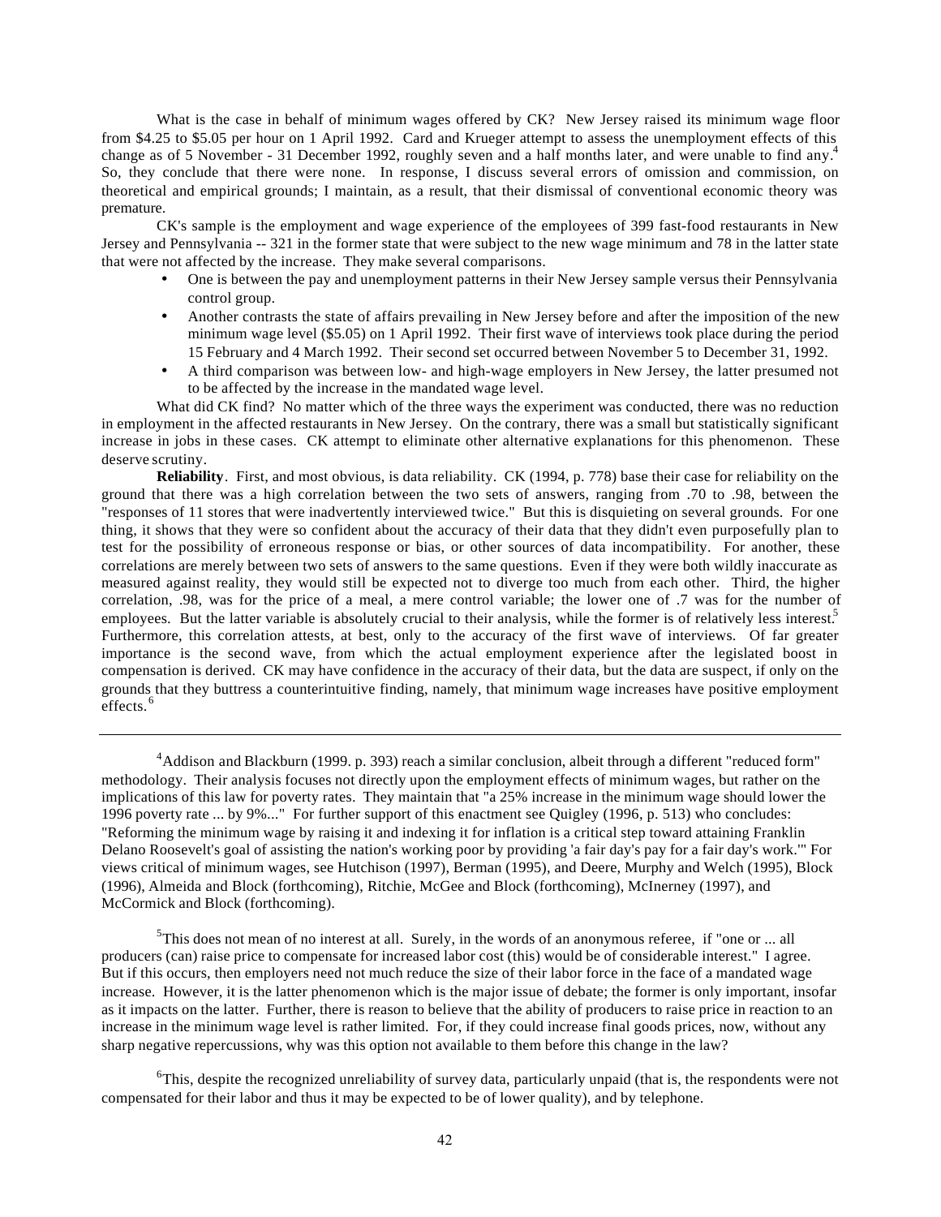What is the case in behalf of minimum wages offered by CK? New Jersey raised its minimum wage floor from \$4.25 to \$5.05 per hour on 1 April 1992. Card and Krueger attempt to assess the unemployment effects of this change as of 5 November - 31 December 1992, roughly seven and a half months later, and were unable to find any.[4] So, they conclude that there were none. In response, I discuss several errors of omission and commission, on theoretical and empirical grounds; I maintain, as a result, that their dismissal of conventional economic theory was premature.

CK's sample is the employment and wage experience of the employees of 399 fast-food restaurants in New Jersey and Pennsylvania -- 321 in the former state that were subject to the new wage minimum and 78 in the latter state that were not affected by the increase. They make several comparisons.

- One is between the pay and unemployment patterns in their New Jersey sample versus their Pennsylvania control group.
- Another contrasts the state of affairs prevailing in New Jersey before and after the imposition of the new minimum wage level (\$5.05) on 1 April 1992. Their first wave of interviews took place during the period 15 February and 4 March 1992. Their second set occurred between November 5 to December 31, 1992.
- A third comparison was between low- and high-wage employers in New Jersey, the latter presumed not to be affected by the increase in the mandated wage level.

What did CK find? No matter which of the three ways the experiment was conducted, there was no reduction in employment in the affected restaurants in New Jersey. On the contrary, there was a small but statistically significant increase in jobs in these cases. CK attempt to eliminate other alternative explanations for this phenomenon. These deserve scrutiny.

**Reliability**. First, and most obvious, is data reliability. CK (1994, p. 778) base their case for reliability on the ground that there was a high correlation between the two sets of answers, ranging from .70 to .98, between the "responses of 11 stores that were inadvertently interviewed twice." But this is disquieting on several grounds. For one thing, it shows that they were so confident about the accuracy of their data that they didn't even purposefully plan to test for the possibility of erroneous response or bias, or other sources of data incompatibility. For another, these correlations are merely between two sets of answers to the same questions. Even if they were both wildly inaccurate as measured against reality, they would still be expected not to diverge too much from each other. Third, the higher correlation, .98, was for the price of a meal, a mere control variable; the lower one of .7 was for the number of employees. But the latter variable is absolutely crucial to their analysis, while the former is of relatively less interest.[5] Furthermore, this correlation attests, at best, only to the accuracy of the first wave of interviews. Of far greater importance is the second wave, from which the actual employment experience after the legislated boost in compensation is derived. CK may have confidence in the accuracy of their data, but the data are suspect, if only on the grounds that they buttress a counterintuitive finding, namely, that minimum wage increases have positive employment effects.[6]

---

[4]Addison and Blackburn (1999. p. 393) reach a similar conclusion, albeit through a different "reduced form" methodology. Their analysis focuses not directly upon the employment effects of minimum wages, but rather on the implications of this law for poverty rates. They maintain that "a 25% increase in the minimum wage should lower the 1996 poverty rate ... by 9%..." For further support of this enactment see Quigley (1996, p. 513) who concludes: "Reforming the minimum wage by raising it and indexing it for inflation is a critical step toward attaining Franklin Delano Roosevelt's goal of assisting the nation's working poor by providing 'a fair day's pay for a fair day's work.'" For views critical of minimum wages, see Hutchison (1997), Berman (1995), and Deere, Murphy and Welch (1995), Block (1996), Almeida and Block (forthcoming), Ritchie, McGee and Block (forthcoming), McInerney (1997), and McCormick and Block (forthcoming).

[5]This does not mean of no interest at all. Surely, in the words of an anonymous referee, if "one or ... all producers (can) raise price to compensate for increased labor cost (this) would be of considerable interest." I agree. But if this occurs, then employers need not much reduce the size of their labor force in the face of a mandated wage increase. However, it is the latter phenomenon which is the major issue of debate; the former is only important, insofar as it impacts on the latter. Further, there is reason to believe that the ability of producers to raise price in reaction to an increase in the minimum wage level is rather limited. For, if they could increase final goods prices, now, without any sharp negative repercussions, why was this option not available to them before this change in the law?

[6]This, despite the recognized unreliability of survey data, particularly unpaid (that is, the respondents were not compensated for their labor and thus it may be expected to be of lower quality), and by telephone.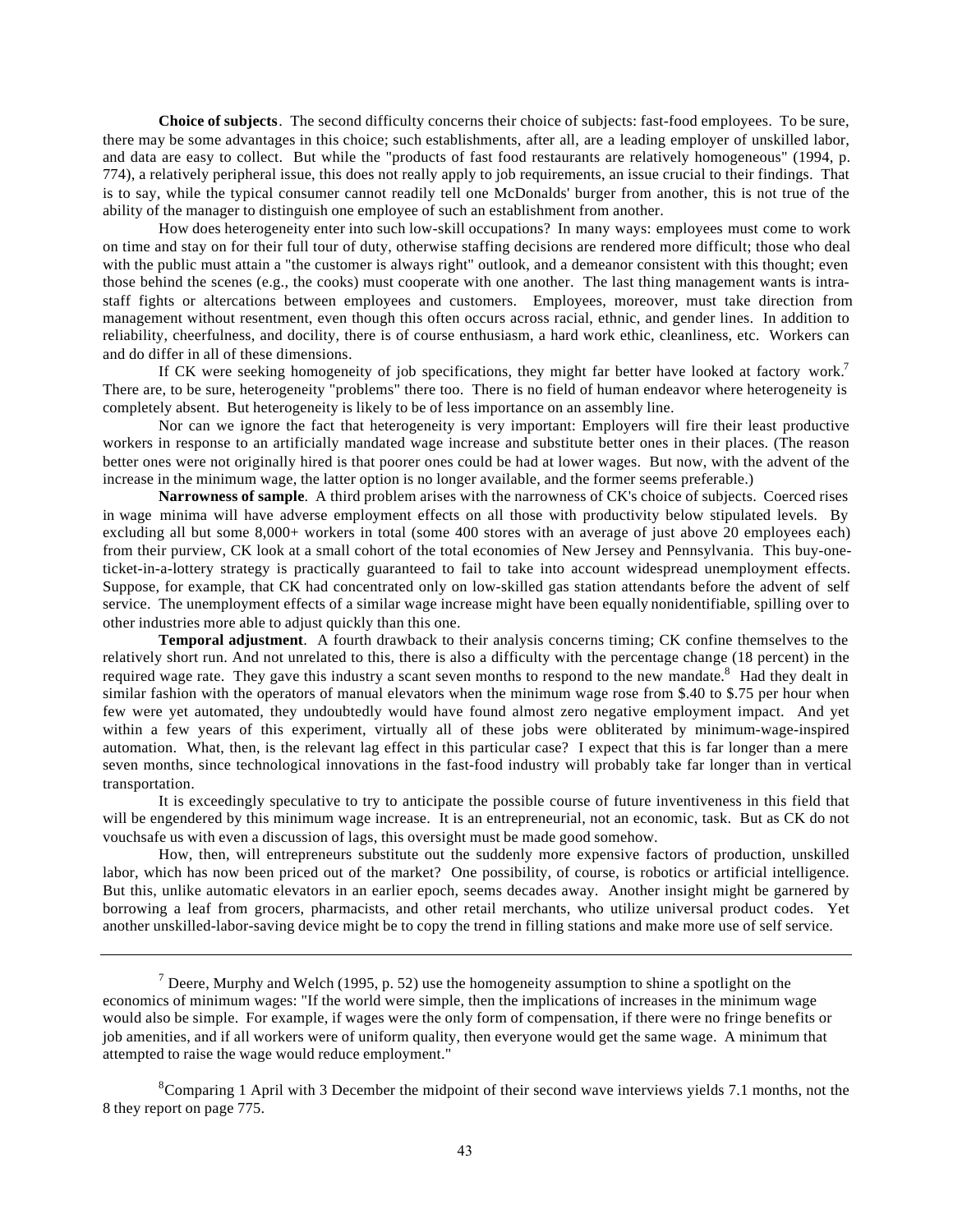**Choice of subjects**. The second difficulty concerns their choice of subjects: fast-food employees. To be sure, there may be some advantages in this choice; such establishments, after all, are a leading employer of unskilled labor, and data are easy to collect. But while the "products of fast food restaurants are relatively homogeneous" (1994, p. 774), a relatively peripheral issue, this does not really apply to job requirements, an issue crucial to their findings. That is to say, while the typical consumer cannot readily tell one McDonalds' burger from another, this is not true of the ability of the manager to distinguish one employee of such an establishment from another.

How does heterogeneity enter into such low-skill occupations? In many ways: employees must come to work on time and stay on for their full tour of duty, otherwise staffing decisions are rendered more difficult; those who deal with the public must attain a "the customer is always right" outlook, and a demeanor consistent with this thought; even those behind the scenes (e.g., the cooks) must cooperate with one another. The last thing management wants is intra-staff fights or altercations between employees and customers. Employees, moreover, must take direction from management without resentment, even though this often occurs across racial, ethnic, and gender lines. In addition to reliability, cheerfulness, and docility, there is of course enthusiasm, a hard work ethic, cleanliness, etc. Workers can and do differ in all of these dimensions.

If CK were seeking homogeneity of job specifications, they might far better have looked at factory work.[7] There are, to be sure, heterogeneity "problems" there too. There is no field of human endeavor where heterogeneity is completely absent. But heterogeneity is likely to be of less importance on an assembly line.

Nor can we ignore the fact that heterogeneity is very important: Employers will fire their least productive workers in response to an artificially mandated wage increase and substitute better ones in their places. (The reason better ones were not originally hired is that poorer ones could be had at lower wages. But now, with the advent of the increase in the minimum wage, the latter option is no longer available, and the former seems preferable.)

**Narrowness of sample**. A third problem arises with the narrowness of CK's choice of subjects. Coerced rises in wage minima will have adverse employment effects on all those with productivity below stipulated levels. By excluding all but some 8,000+ workers in total (some 400 stores with an average of just above 20 employees each) from their purview, CK look at a small cohort of the total economies of New Jersey and Pennsylvania. This buy-one-ticket-in-a-lottery strategy is practically guaranteed to fail to take into account widespread unemployment effects. Suppose, for example, that CK had concentrated only on low-skilled gas station attendants before the advent of self service. The unemployment effects of a similar wage increase might have been equally nonidentifiable, spilling over to other industries more able to adjust quickly than this one.

**Temporal adjustment**. A fourth drawback to their analysis concerns timing; CK confine themselves to the relatively short run. And not unrelated to this, there is also a difficulty with the percentage change (18 percent) in the required wage rate. They gave this industry a scant seven months to respond to the new mandate.[8] Had they dealt in similar fashion with the operators of manual elevators when the minimum wage rose from $.40 to $.75 per hour when few were yet automated, they undoubtedly would have found almost zero negative employment impact. And yet within a few years of this experiment, virtually all of these jobs were obliterated by minimum-wage-inspired automation. What, then, is the relevant lag effect in this particular case? I expect that this is far longer than a mere seven months, since technological innovations in the fast-food industry will probably take far longer than in vertical transportation.

It is exceedingly speculative to try to anticipate the possible course of future inventiveness in this field that will be engendered by this minimum wage increase. It is an entrepreneurial, not an economic, task. But as CK do not vouchsafe us with even a discussion of lags, this oversight must be made good somehow.

How, then, will entrepreneurs substitute out the suddenly more expensive factors of production, unskilled labor, which has now been priced out of the market? One possibility, of course, is robotics or artificial intelligence. But this, unlike automatic elevators in an earlier epoch, seems decades away. Another insight might be garnered by borrowing a leaf from grocers, pharmacists, and other retail merchants, who utilize universal product codes. Yet another unskilled-labor-saving device might be to copy the trend in filling stations and make more use of self service.

---

[7] Deere, Murphy and Welch (1995, p. 52) use the homogeneity assumption to shine a spotlight on the economics of minimum wages: "If the world were simple, then the implications of increases in the minimum wage would also be simple. For example, if wages were the only form of compensation, if there were no fringe benefits or job amenities, and if all workers were of uniform quality, then everyone would get the same wage. A minimum that attempted to raise the wage would reduce employment."

[8] Comparing 1 April with 3 December the midpoint of their second wave interviews yields 7.1 months, not the 8 they report on page 775.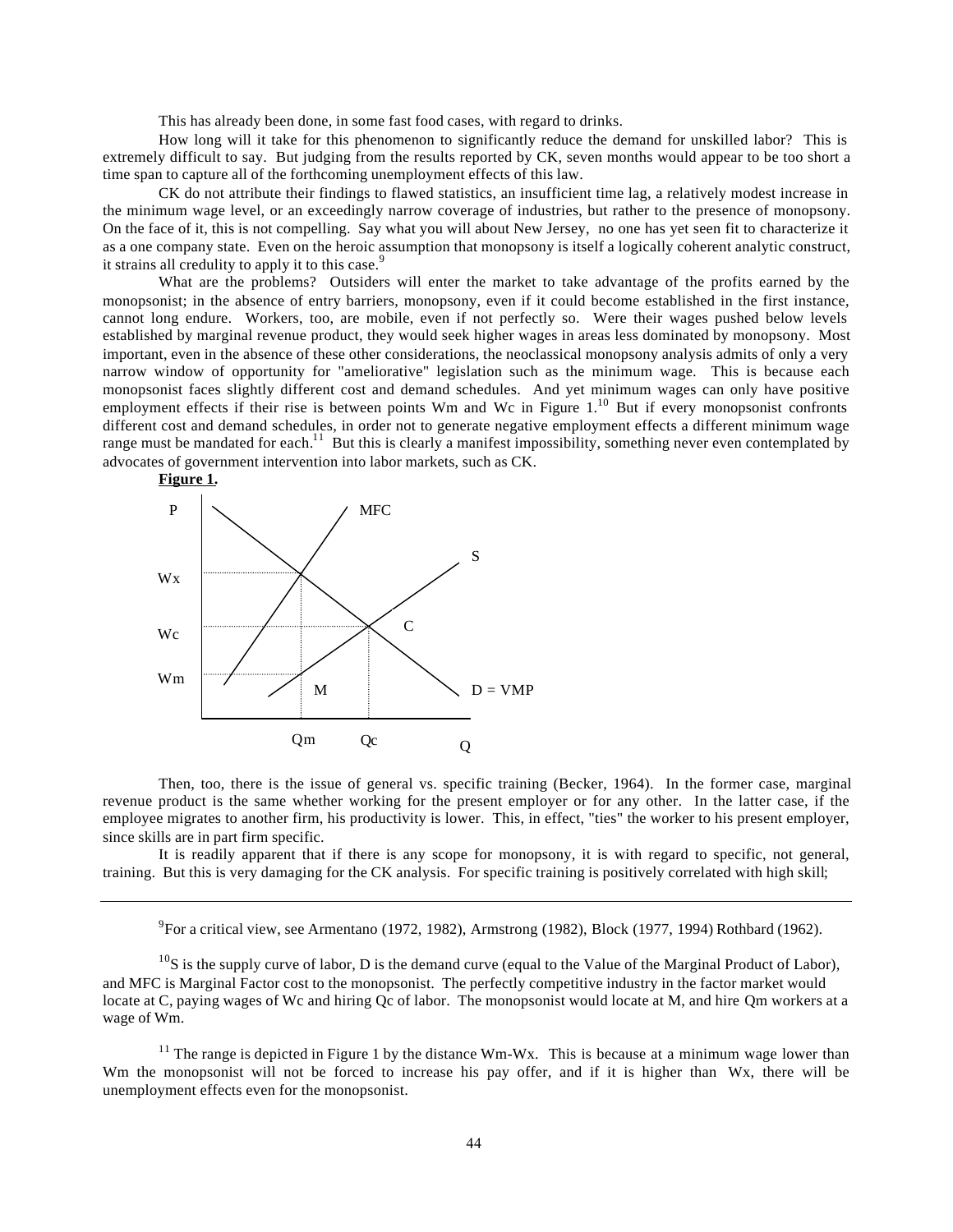This has already been done, in some fast food cases, with regard to drinks.

How long will it take for this phenomenon to significantly reduce the demand for unskilled labor? This is extremely difficult to say. But judging from the results reported by CK, seven months would appear to be too short a time span to capture all of the forthcoming unemployment effects of this law.

CK do not attribute their findings to flawed statistics, an insufficient time lag, a relatively modest increase in the minimum wage level, or an exceedingly narrow coverage of industries, but rather to the presence of monopsony. On the face of it, this is not compelling. Say what you will about New Jersey, no one has yet seen fit to characterize it as a one company state. Even on the heroic assumption that monopsony is itself a logically coherent analytic construct, it strains all credulity to apply it to this case.[9]

What are the problems? Outsiders will enter the market to take advantage of the profits earned by the monopsonist; in the absence of entry barriers, monopsony, even if it could become established in the first instance, cannot long endure. Workers, too, are mobile, even if not perfectly so. Were their wages pushed below levels established by marginal revenue product, they would seek higher wages in areas less dominated by monopsony. Most important, even in the absence of these other considerations, the neoclassical monopsony analysis admits of only a very narrow window of opportunity for "ameliorative" legislation such as the minimum wage. This is because each monopsonist faces slightly different cost and demand schedules. And yet minimum wages can only have positive employment effects if their rise is between points Wm and Wc in Figure 1.[10] But if every monopsonist confronts different cost and demand schedules, in order not to generate negative employment effects a different minimum wage range must be mandated for each.[11] But this is clearly a manifest impossibility, something never even contemplated by advocates of government intervention into labor markets, such as CK.

**Figure 1.**

Then, too, there is the issue of general vs. specific training (Becker, 1964). In the former case, marginal revenue product is the same whether working for the present employer or for any other. In the latter case, if the employee migrates to another firm, his productivity is lower. This, in effect, "ties" the worker to his present employer, since skills are in part firm specific.

It is readily apparent that if there is any scope for monopsony, it is with regard to specific, not general, training. But this is very damaging for the CK analysis. For specific training is positively correlated with high skill;

---

[9] For a critical view, see Armentano (1972, 1982), Armstrong (1982), Block (1977, 1994) Rothbard (1962).

[10] S is the supply curve of labor, D is the demand curve (equal to the Value of the Marginal Product of Labor), and MFC is Marginal Factor cost to the monopsonist. The perfectly competitive industry in the factor market would locate at C, paying wages of Wc and hiring Qc of labor. The monopsonist would locate at M, and hire Qm workers at a wage of Wm.

[11] The range is depicted in Figure 1 by the distance Wm-Wx. This is because at a minimum wage lower than Wm the monopsonist will not be forced to increase his pay offer, and if it is higher than Wx, there will be unemployment effects even for the monopsonist.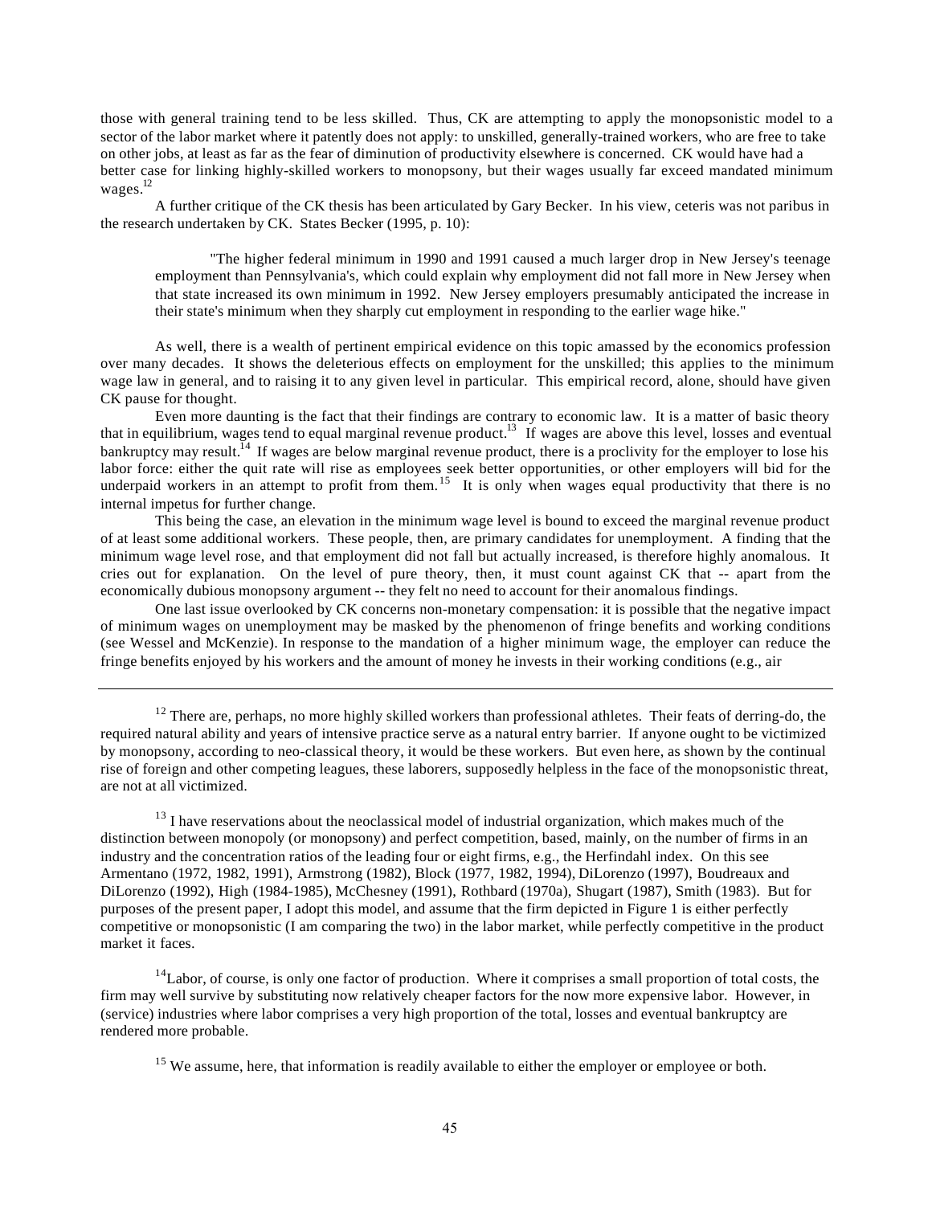those with general training tend to be less skilled. Thus, CK are attempting to apply the monopsonistic model to a sector of the labor market where it patently does not apply: to unskilled, generally-trained workers, who are free to take on other jobs, at least as far as the fear of diminution of productivity elsewhere is concerned. CK would have had a better case for linking highly-skilled workers to monopsony, but their wages usually far exceed mandated minimum wages.[12]

A further critique of the CK thesis has been articulated by Gary Becker. In his view, ceteris was not paribus in the research undertaken by CK. States Becker (1995, p. 10):

> "The higher federal minimum in 1990 and 1991 caused a much larger drop in New Jersey's teenage employment than Pennsylvania's, which could explain why employment did not fall more in New Jersey when that state increased its own minimum in 1992. New Jersey employers presumably anticipated the increase in their state's minimum when they sharply cut employment in responding to the earlier wage hike."

As well, there is a wealth of pertinent empirical evidence on this topic amassed by the economics profession over many decades. It shows the deleterious effects on employment for the unskilled; this applies to the minimum wage law in general, and to raising it to any given level in particular. This empirical record, alone, should have given CK pause for thought.

Even more daunting is the fact that their findings are contrary to economic law. It is a matter of basic theory that in equilibrium, wages tend to equal marginal revenue product.[13] If wages are above this level, losses and eventual bankruptcy may result.[14] If wages are below marginal revenue product, there is a proclivity for the employer to lose his labor force: either the quit rate will rise as employees seek better opportunities, or other employers will bid for the underpaid workers in an attempt to profit from them.[15] It is only when wages equal productivity that there is no internal impetus for further change.

This being the case, an elevation in the minimum wage level is bound to exceed the marginal revenue product of at least some additional workers. These people, then, are primary candidates for unemployment. A finding that the minimum wage level rose, and that employment did not fall but actually increased, is therefore highly anomalous. It cries out for explanation. On the level of pure theory, then, it must count against CK that -- apart from the economically dubious monopsony argument -- they felt no need to account for their anomalous findings.

One last issue overlooked by CK concerns non-monetary compensation: it is possible that the negative impact of minimum wages on unemployment may be masked by the phenomenon of fringe benefits and working conditions (see Wessel and McKenzie). In response to the mandation of a higher minimum wage, the employer can reduce the fringe benefits enjoyed by his workers and the amount of money he invests in their working conditions (e.g., air

---

[12] There are, perhaps, no more highly skilled workers than professional athletes. Their feats of derring-do, the required natural ability and years of intensive practice serve as a natural entry barrier. If anyone ought to be victimized by monopsony, according to neo-classical theory, it would be these workers. But even here, as shown by the continual rise of foreign and other competing leagues, these laborers, supposedly helpless in the face of the monopsonistic threat, are not at all victimized.

[13] I have reservations about the neoclassical model of industrial organization, which makes much of the distinction between monopoly (or monopsony) and perfect competition, based, mainly, on the number of firms in an industry and the concentration ratios of the leading four or eight firms, e.g., the Herfindahl index. On this see Armentano (1972, 1982, 1991), Armstrong (1982), Block (1977, 1982, 1994), DiLorenzo (1997), Boudreaux and DiLorenzo (1992), High (1984-1985), McChesney (1991), Rothbard (1970a), Shugart (1987), Smith (1983). But for purposes of the present paper, I adopt this model, and assume that the firm depicted in Figure 1 is either perfectly competitive or monopsonistic (I am comparing the two) in the labor market, while perfectly competitive in the product market it faces.

[14] Labor, of course, is only one factor of production. Where it comprises a small proportion of total costs, the firm may well survive by substituting now relatively cheaper factors for the now more expensive labor. However, in (service) industries where labor comprises a very high proportion of the total, losses and eventual bankruptcy are rendered more probable.

[15] We assume, here, that information is readily available to either the employer or employee or both.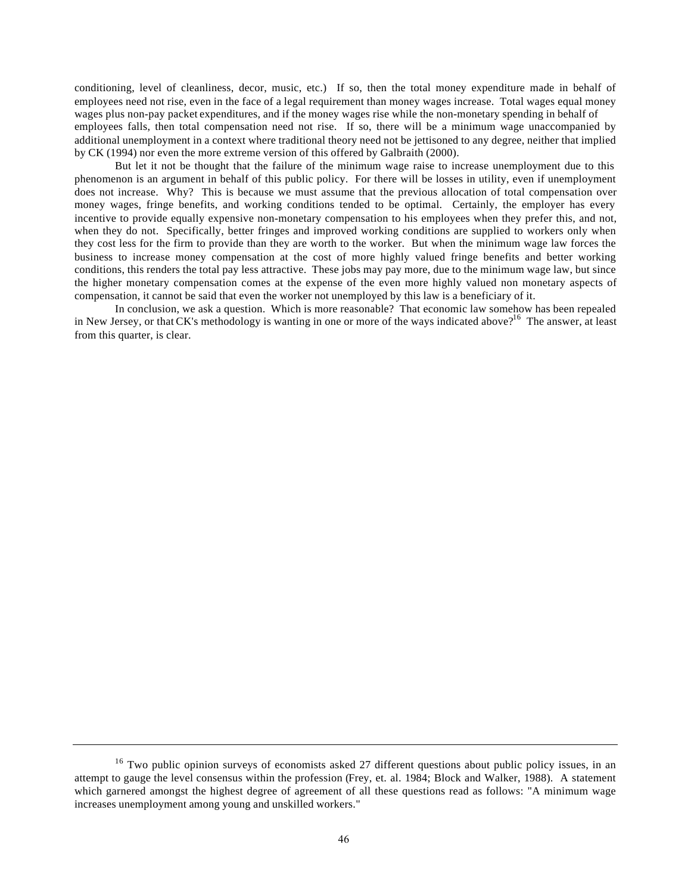conditioning, level of cleanliness, decor, music, etc.) If so, then the total money expenditure made in behalf of employees need not rise, even in the face of a legal requirement than money wages increase. Total wages equal money wages plus non-pay packet expenditures, and if the money wages rise while the non-monetary spending in behalf of employees falls, then total compensation need not rise. If so, there will be a minimum wage unaccompanied by additional unemployment in a context where traditional theory need not be jettisoned to any degree, neither that implied by CK (1994) nor even the more extreme version of this offered by Galbraith (2000).

But let it not be thought that the failure of the minimum wage raise to increase unemployment due to this phenomenon is an argument in behalf of this public policy. For there will be losses in utility, even if unemployment does not increase. Why? This is because we must assume that the previous allocation of total compensation over money wages, fringe benefits, and working conditions tended to be optimal. Certainly, the employer has every incentive to provide equally expensive non-monetary compensation to his employees when they prefer this, and not, when they do not. Specifically, better fringes and improved working conditions are supplied to workers only when they cost less for the firm to provide than they are worth to the worker. But when the minimum wage law forces the business to increase money compensation at the cost of more highly valued fringe benefits and better working conditions, this renders the total pay less attractive. These jobs may pay more, due to the minimum wage law, but since the higher monetary compensation comes at the expense of the even more highly valued non monetary aspects of compensation, it cannot be said that even the worker not unemployed by this law is a beneficiary of it.

In conclusion, we ask a question. Which is more reasonable? That economic law somehow has been repealed in New Jersey, or that CK's methodology is wanting in one or more of the ways indicated above?[16] The answer, at least from this quarter, is clear.

---

[16] Two public opinion surveys of economists asked 27 different questions about public policy issues, in an attempt to gauge the level consensus within the profession (Frey, et. al. 1984; Block and Walker, 1988). A statement which garnered amongst the highest degree of agreement of all these questions read as follows: "A minimum wage increases unemployment among young and unskilled workers."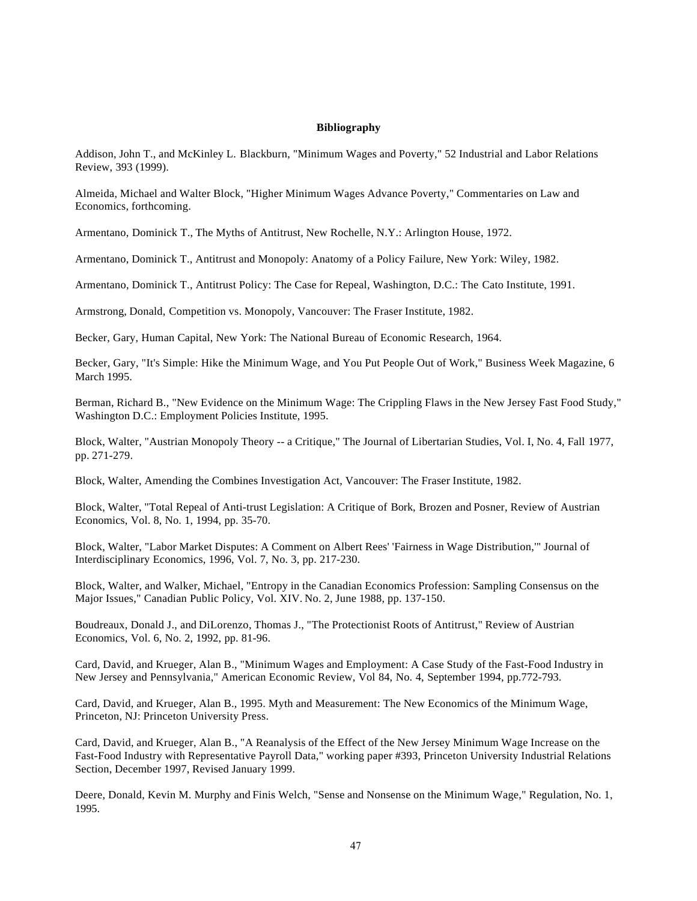**Bibliography**

Addison, John T., and McKinley L. Blackburn, "Minimum Wages and Poverty," 52 Industrial and Labor Relations Review, 393 (1999).

Almeida, Michael and Walter Block, "Higher Minimum Wages Advance Poverty," Commentaries on Law and Economics, forthcoming.

Armentano, Dominick T., The Myths of Antitrust, New Rochelle, N.Y.: Arlington House, 1972.

Armentano, Dominick T., Antitrust and Monopoly: Anatomy of a Policy Failure, New York: Wiley, 1982.

Armentano, Dominick T., Antitrust Policy: The Case for Repeal, Washington, D.C.: The Cato Institute, 1991.

Armstrong, Donald, Competition vs. Monopoly, Vancouver: The Fraser Institute, 1982.

Becker, Gary, Human Capital, New York: The National Bureau of Economic Research, 1964.

Becker, Gary, "It's Simple: Hike the Minimum Wage, and You Put People Out of Work," Business Week Magazine, 6 March 1995.

Berman, Richard B., "New Evidence on the Minimum Wage: The Crippling Flaws in the New Jersey Fast Food Study," Washington D.C.: Employment Policies Institute, 1995.

Block, Walter, "Austrian Monopoly Theory -- a Critique," The Journal of Libertarian Studies, Vol. I, No. 4, Fall 1977, pp. 271-279.

Block, Walter, Amending the Combines Investigation Act, Vancouver: The Fraser Institute, 1982.

Block, Walter, "Total Repeal of Anti-trust Legislation: A Critique of Bork, Brozen and Posner, Review of Austrian Economics, Vol. 8, No. 1, 1994, pp. 35-70.

Block, Walter, "Labor Market Disputes: A Comment on Albert Rees' 'Fairness in Wage Distribution,'" Journal of Interdisciplinary Economics, 1996, Vol. 7, No. 3, pp. 217-230.

Block, Walter, and Walker, Michael, "Entropy in the Canadian Economics Profession: Sampling Consensus on the Major Issues," Canadian Public Policy, Vol. XIV. No. 2, June 1988, pp. 137-150.

Boudreaux, Donald J., and DiLorenzo, Thomas J., "The Protectionist Roots of Antitrust," Review of Austrian Economics, Vol. 6, No. 2, 1992, pp. 81-96.

Card, David, and Krueger, Alan B., "Minimum Wages and Employment: A Case Study of the Fast-Food Industry in New Jersey and Pennsylvania," American Economic Review, Vol 84, No. 4, September 1994, pp.772-793.

Card, David, and Krueger, Alan B., 1995. Myth and Measurement: The New Economics of the Minimum Wage, Princeton, NJ: Princeton University Press.

Card, David, and Krueger, Alan B., "A Reanalysis of the Effect of the New Jersey Minimum Wage Increase on the Fast-Food Industry with Representative Payroll Data," working paper #393, Princeton University Industrial Relations Section, December 1997, Revised January 1999.

Deere, Donald, Kevin M. Murphy and Finis Welch, "Sense and Nonsense on the Minimum Wage," Regulation, No. 1, 1995.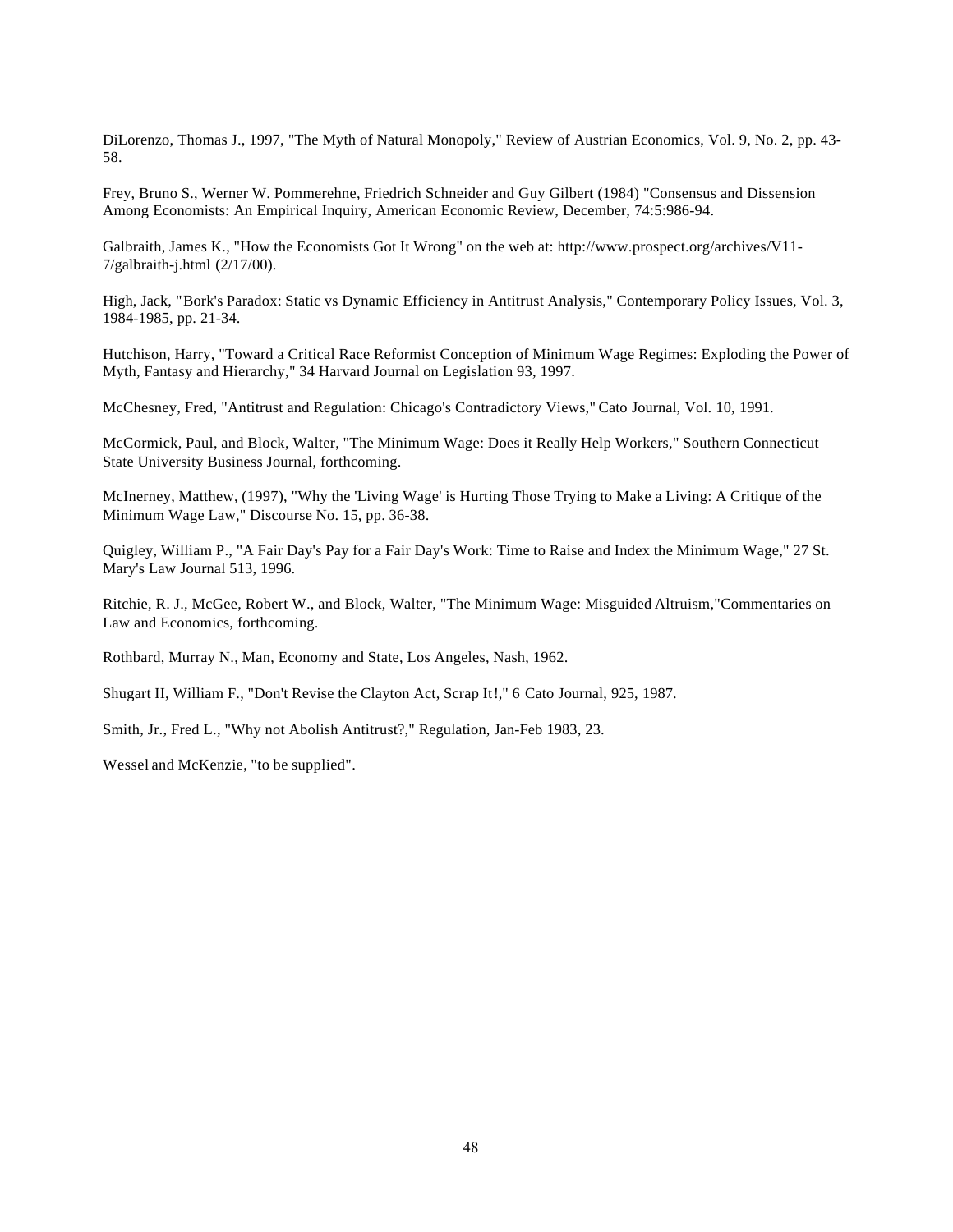DiLorenzo, Thomas J., 1997, "The Myth of Natural Monopoly," Review of Austrian Economics, Vol. 9, No. 2, pp. 43-58.

Frey, Bruno S., Werner W. Pommerehne, Friedrich Schneider and Guy Gilbert (1984) "Consensus and Dissension Among Economists: An Empirical Inquiry, American Economic Review, December, 74:5:986-94.

Galbraith, James K., "How the Economists Got It Wrong" on the web at: http://www.prospect.org/archives/V11-7/galbraith-j.html (2/17/00).

High, Jack, "Bork's Paradox: Static vs Dynamic Efficiency in Antitrust Analysis," Contemporary Policy Issues, Vol. 3, 1984-1985, pp. 21-34.

Hutchison, Harry, "Toward a Critical Race Reformist Conception of Minimum Wage Regimes: Exploding the Power of Myth, Fantasy and Hierarchy," 34 Harvard Journal on Legislation 93, 1997.

McChesney, Fred, "Antitrust and Regulation: Chicago's Contradictory Views," Cato Journal, Vol. 10, 1991.

McCormick, Paul, and Block, Walter, "The Minimum Wage: Does it Really Help Workers," Southern Connecticut State University Business Journal, forthcoming.

McInerney, Matthew, (1997), "Why the 'Living Wage' is Hurting Those Trying to Make a Living: A Critique of the Minimum Wage Law," Discourse No. 15, pp. 36-38.

Quigley, William P., "A Fair Day's Pay for a Fair Day's Work: Time to Raise and Index the Minimum Wage," 27 St. Mary's Law Journal 513, 1996.

Ritchie, R. J., McGee, Robert W., and Block, Walter, "The Minimum Wage: Misguided Altruism,"Commentaries on Law and Economics, forthcoming.

Rothbard, Murray N., Man, Economy and State, Los Angeles, Nash, 1962.

Shugart II, William F., "Don't Revise the Clayton Act, Scrap It!," 6 Cato Journal, 925, 1987.

Smith, Jr., Fred L., "Why not Abolish Antitrust?," Regulation, Jan-Feb 1983, 23.

Wessel and McKenzie, "to be supplied".